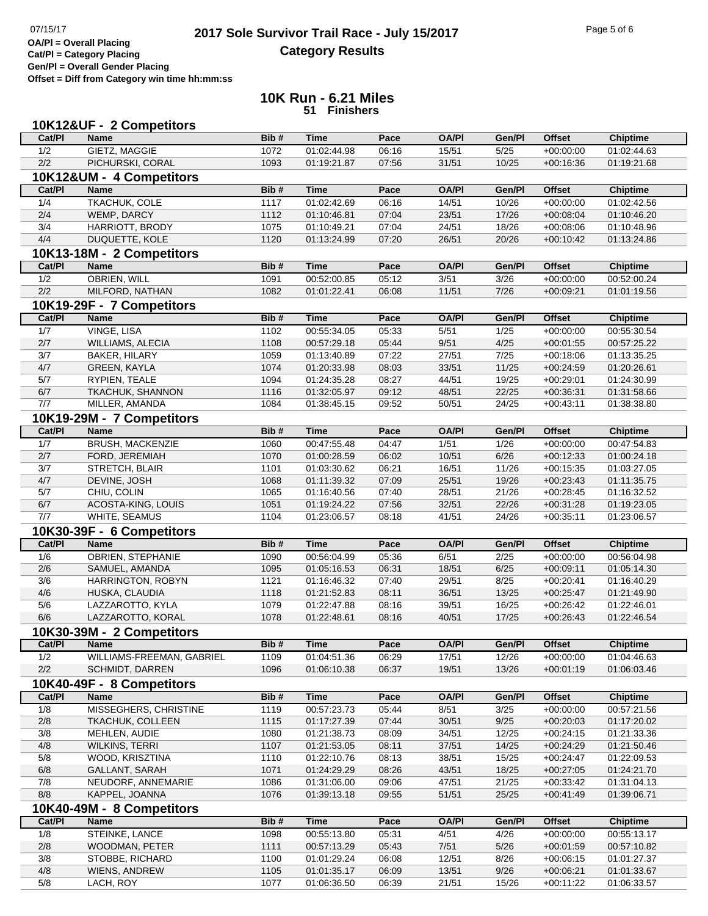# 2017 Sole Survivor Trail Race - July 15/2017

## Category Results

**OA/Pl = Overall Placing**
**Cat/Pl = Category Placing**
**Gen/Pl = Overall Gender Placing**
**Offset = Diff from Category win time hh:mm:ss**

## 10K Run - 6.21 Miles
**51 Finishers**

### 10K12&UF - 2 Competitors

| Cat/Pl | Name | Bib # | Time | Pace | OA/Pl | Gen/Pl | Offset | Chiptime |
|---|---|---|---|---|---|---|---|---|
| 1/2 | GIETZ, MAGGIE | 1072 | 01:02:44.98 | 06:16 | 15/51 | 5/25 | +00:00:00 | 01:02:44.63 |
| 2/2 | PICHURSKI, CORAL | 1093 | 01:19:21.87 | 07:56 | 31/51 | 10/25 | +00:16:36 | 01:19:21.68 |

### 10K12&UM - 4 Competitors

| Cat/Pl | Name | Bib # | Time | Pace | OA/Pl | Gen/Pl | Offset | Chiptime |
|---|---|---|---|---|---|---|---|---|
| 1/4 | TKACHUK, COLE | 1117 | 01:02:42.69 | 06:16 | 14/51 | 10/26 | +00:00:00 | 01:02:42.56 |
| 2/4 | WEMP, DARCY | 1112 | 01:10:46.81 | 07:04 | 23/51 | 17/26 | +00:08:04 | 01:10:46.20 |
| 3/4 | HARRIOTT, BRODY | 1075 | 01:10:49.21 | 07:04 | 24/51 | 18/26 | +00:08:06 | 01:10:48.96 |
| 4/4 | DUQUETTE, KOLE | 1120 | 01:13:24.99 | 07:20 | 26/51 | 20/26 | +00:10:42 | 01:13:24.86 |

### 10K13-18M - 2 Competitors

| Cat/Pl | Name | Bib # | Time | Pace | OA/Pl | Gen/Pl | Offset | Chiptime |
|---|---|---|---|---|---|---|---|---|
| 1/2 | OBRIEN, WILL | 1091 | 00:52:00.85 | 05:12 | 3/51 | 3/26 | +00:00:00 | 00:52:00.24 |
| 2/2 | MILFORD, NATHAN | 1082 | 01:01:22.41 | 06:08 | 11/51 | 7/26 | +00:09:21 | 01:01:19.56 |

### 10K19-29F - 7 Competitors

| Cat/Pl | Name | Bib # | Time | Pace | OA/Pl | Gen/Pl | Offset | Chiptime |
|---|---|---|---|---|---|---|---|---|
| 1/7 | VINGE, LISA | 1102 | 00:55:34.05 | 05:33 | 5/51 | 1/25 | +00:00:00 | 00:55:30.54 |
| 2/7 | WILLIAMS, ALECIA | 1108 | 00:57:29.18 | 05:44 | 9/51 | 4/25 | +00:01:55 | 00:57:25.22 |
| 3/7 | BAKER, HILARY | 1059 | 01:13:40.89 | 07:22 | 27/51 | 7/25 | +00:18:06 | 01:13:35.25 |
| 4/7 | GREEN, KAYLA | 1074 | 01:20:33.98 | 08:03 | 33/51 | 11/25 | +00:24:59 | 01:20:26.61 |
| 5/7 | RYPIEN, TEALE | 1094 | 01:24:35.28 | 08:27 | 44/51 | 19/25 | +00:29:01 | 01:24:30.99 |
| 6/7 | TKACHUK, SHANNON | 1116 | 01:32:05.97 | 09:12 | 48/51 | 22/25 | +00:36:31 | 01:31:58.66 |
| 7/7 | MILLER, AMANDA | 1084 | 01:38:45.15 | 09:52 | 50/51 | 24/25 | +00:43:11 | 01:38:38.80 |

### 10K19-29M - 7 Competitors

| Cat/Pl | Name | Bib # | Time | Pace | OA/Pl | Gen/Pl | Offset | Chiptime |
|---|---|---|---|---|---|---|---|---|
| 1/7 | BRUSH, MACKENZIE | 1060 | 00:47:55.48 | 04:47 | 1/51 | 1/26 | +00:00:00 | 00:47:54.83 |
| 2/7 | FORD, JEREMIAH | 1070 | 01:00:28.59 | 06:02 | 10/51 | 6/26 | +00:12:33 | 01:00:24.18 |
| 3/7 | STRETCH, BLAIR | 1101 | 01:03:30.62 | 06:21 | 16/51 | 11/26 | +00:15:35 | 01:03:27.05 |
| 4/7 | DEVINE, JOSH | 1068 | 01:11:39.32 | 07:09 | 25/51 | 19/26 | +00:23:43 | 01:11:35.75 |
| 5/7 | CHIU, COLIN | 1065 | 01:16:40.56 | 07:40 | 28/51 | 21/26 | +00:28:45 | 01:16:32.52 |
| 6/7 | ACOSTA-KING, LOUIS | 1051 | 01:19:24.22 | 07:56 | 32/51 | 22/26 | +00:31:28 | 01:19:23.05 |
| 7/7 | WHITE, SEAMUS | 1104 | 01:23:06.57 | 08:18 | 41/51 | 24/26 | +00:35:11 | 01:23:06.57 |

### 10K30-39F - 6 Competitors

| Cat/Pl | Name | Bib # | Time | Pace | OA/Pl | Gen/Pl | Offset | Chiptime |
|---|---|---|---|---|---|---|---|---|
| 1/6 | OBRIEN, STEPHANIE | 1090 | 00:56:04.99 | 05:36 | 6/51 | 2/25 | +00:00:00 | 00:56:04.98 |
| 2/6 | SAMUEL, AMANDA | 1095 | 01:05:16.53 | 06:31 | 18/51 | 6/25 | +00:09:11 | 01:05:14.30 |
| 3/6 | HARRINGTON, ROBYN | 1121 | 01:16:46.32 | 07:40 | 29/51 | 8/25 | +00:20:41 | 01:16:40.29 |
| 4/6 | HUSKA, CLAUDIA | 1118 | 01:21:52.83 | 08:11 | 36/51 | 13/25 | +00:25:47 | 01:21:49.90 |
| 5/6 | LAZZAROTTO, KYLA | 1079 | 01:22:47.88 | 08:16 | 39/51 | 16/25 | +00:26:42 | 01:22:46.01 |
| 6/6 | LAZZAROTTO, KORAL | 1078 | 01:22:48.61 | 08:16 | 40/51 | 17/25 | +00:26:43 | 01:22:46.54 |

### 10K30-39M - 2 Competitors

| Cat/Pl | Name | Bib # | Time | Pace | OA/Pl | Gen/Pl | Offset | Chiptime |
|---|---|---|---|---|---|---|---|---|
| 1/2 | WILLIAMS-FREEMAN, GABRIEL | 1109 | 01:04:51.36 | 06:29 | 17/51 | 12/26 | +00:00:00 | 01:04:46.63 |
| 2/2 | SCHMIDT, DARREN | 1096 | 01:06:10.38 | 06:37 | 19/51 | 13/26 | +00:01:19 | 01:06:03.46 |

### 10K40-49F - 8 Competitors

| Cat/Pl | Name | Bib # | Time | Pace | OA/Pl | Gen/Pl | Offset | Chiptime |
|---|---|---|---|---|---|---|---|---|
| 1/8 | MISSEGHERS, CHRISTINE | 1119 | 00:57:23.73 | 05:44 | 8/51 | 3/25 | +00:00:00 | 00:57:21.56 |
| 2/8 | TKACHUK, COLLEEN | 1115 | 01:17:27.39 | 07:44 | 30/51 | 9/25 | +00:20:03 | 01:17:20.02 |
| 3/8 | MEHLEN, AUDIE | 1080 | 01:21:38.73 | 08:09 | 34/51 | 12/25 | +00:24:15 | 01:21:33.36 |
| 4/8 | WILKINS, TERRI | 1107 | 01:21:53.05 | 08:11 | 37/51 | 14/25 | +00:24:29 | 01:21:50.46 |
| 5/8 | WOOD, KRISZTINA | 1110 | 01:22:10.76 | 08:13 | 38/51 | 15/25 | +00:24:47 | 01:22:09.53 |
| 6/8 | GALLANT, SARAH | 1071 | 01:24:29.29 | 08:26 | 43/51 | 18/25 | +00:27:05 | 01:24:21.70 |
| 7/8 | NEUDORF, ANNEMARIE | 1086 | 01:31:06.00 | 09:06 | 47/51 | 21/25 | +00:33:42 | 01:31:04.13 |
| 8/8 | KAPPEL, JOANNA | 1076 | 01:39:13.18 | 09:55 | 51/51 | 25/25 | +00:41:49 | 01:39:06.71 |

### 10K40-49M - 8 Competitors

| Cat/Pl | Name | Bib # | Time | Pace | OA/Pl | Gen/Pl | Offset | Chiptime |
|---|---|---|---|---|---|---|---|---|
| 1/8 | STEINKE, LANCE | 1098 | 00:55:13.80 | 05:31 | 4/51 | 4/26 | +00:00:00 | 00:55:13.17 |
| 2/8 | WOODMAN, PETER | 1111 | 00:57:13.29 | 05:43 | 7/51 | 5/26 | +00:01:59 | 00:57:10.82 |
| 3/8 | STOBBE, RICHARD | 1100 | 01:01:29.24 | 06:08 | 12/51 | 8/26 | +00:06:15 | 01:01:27.37 |
| 4/8 | WIENS, ANDREW | 1105 | 01:01:35.17 | 06:09 | 13/51 | 9/26 | +00:06:21 | 01:01:33.67 |
| 5/8 | LACH, ROY | 1077 | 01:06:36.50 | 06:39 | 21/51 | 15/26 | +00:11:22 | 01:06:33.57 |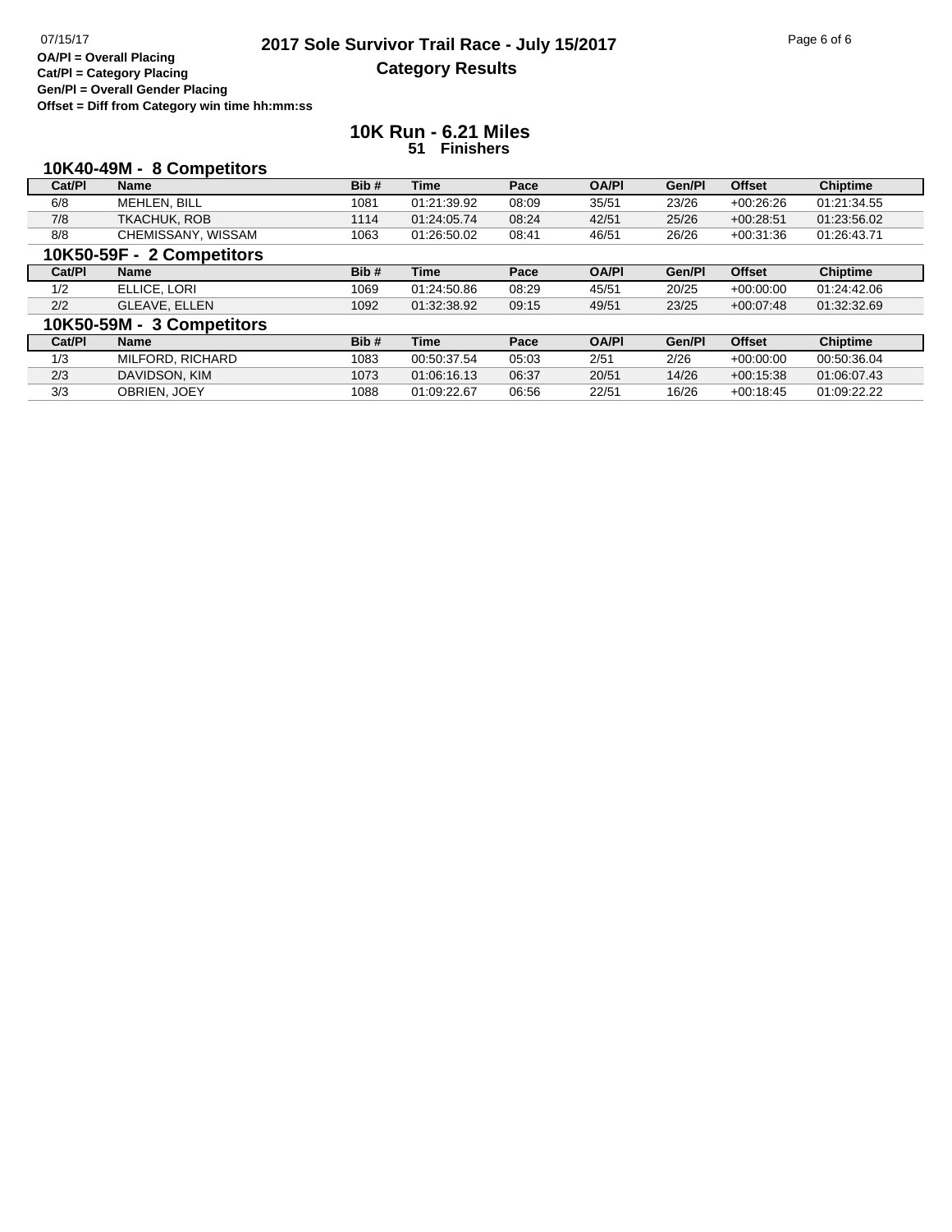## 10K Run - 6.21 Miles

**51 Finishers**

### 10K40-49M - 8 Competitors

| Cat/Pl | Name | Bib # | Time | Pace | OA/Pl | Gen/Pl | Offset | Chiptime |
|---|---|---|---|---|---|---|---|---|
| 6/8 | MEHLEN, BILL | 1081 | 01:21:39.92 | 08:09 | 35/51 | 23/26 | +00:26:26 | 01:21:34.55 |
| 7/8 | TKACHUK, ROB | 1114 | 01:24:05.74 | 08:24 | 42/51 | 25/26 | +00:28:51 | 01:23:56.02 |
| 8/8 | CHEMISSANY, WISSAM | 1063 | 01:26:50.02 | 08:41 | 46/51 | 26/26 | +00:31:36 | 01:26:43.71 |

### 10K50-59F - 2 Competitors

| Cat/Pl | Name | Bib # | Time | Pace | OA/Pl | Gen/Pl | Offset | Chiptime |
|---|---|---|---|---|---|---|---|---|
| 1/2 | ELLICE, LORI | 1069 | 01:24:50.86 | 08:29 | 45/51 | 20/25 | +00:00:00 | 01:24:42.06 |
| 2/2 | GLEAVE, ELLEN | 1092 | 01:32:38.92 | 09:15 | 49/51 | 23/25 | +00:07:48 | 01:32:32.69 |

### 10K50-59M - 3 Competitors

| Cat/Pl | Name | Bib # | Time | Pace | OA/Pl | Gen/Pl | Offset | Chiptime |
|---|---|---|---|---|---|---|---|---|
| 1/3 | MILFORD, RICHARD | 1083 | 00:50:37.54 | 05:03 | 2/51 | 2/26 | +00:00:00 | 00:50:36.04 |
| 2/3 | DAVIDSON, KIM | 1073 | 01:06:16.13 | 06:37 | 20/51 | 14/26 | +00:15:38 | 01:06:07.43 |
| 3/3 | OBRIEN, JOEY | 1088 | 01:09:22.67 | 06:56 | 22/51 | 16/26 | +00:18:45 | 01:09:22.22 |